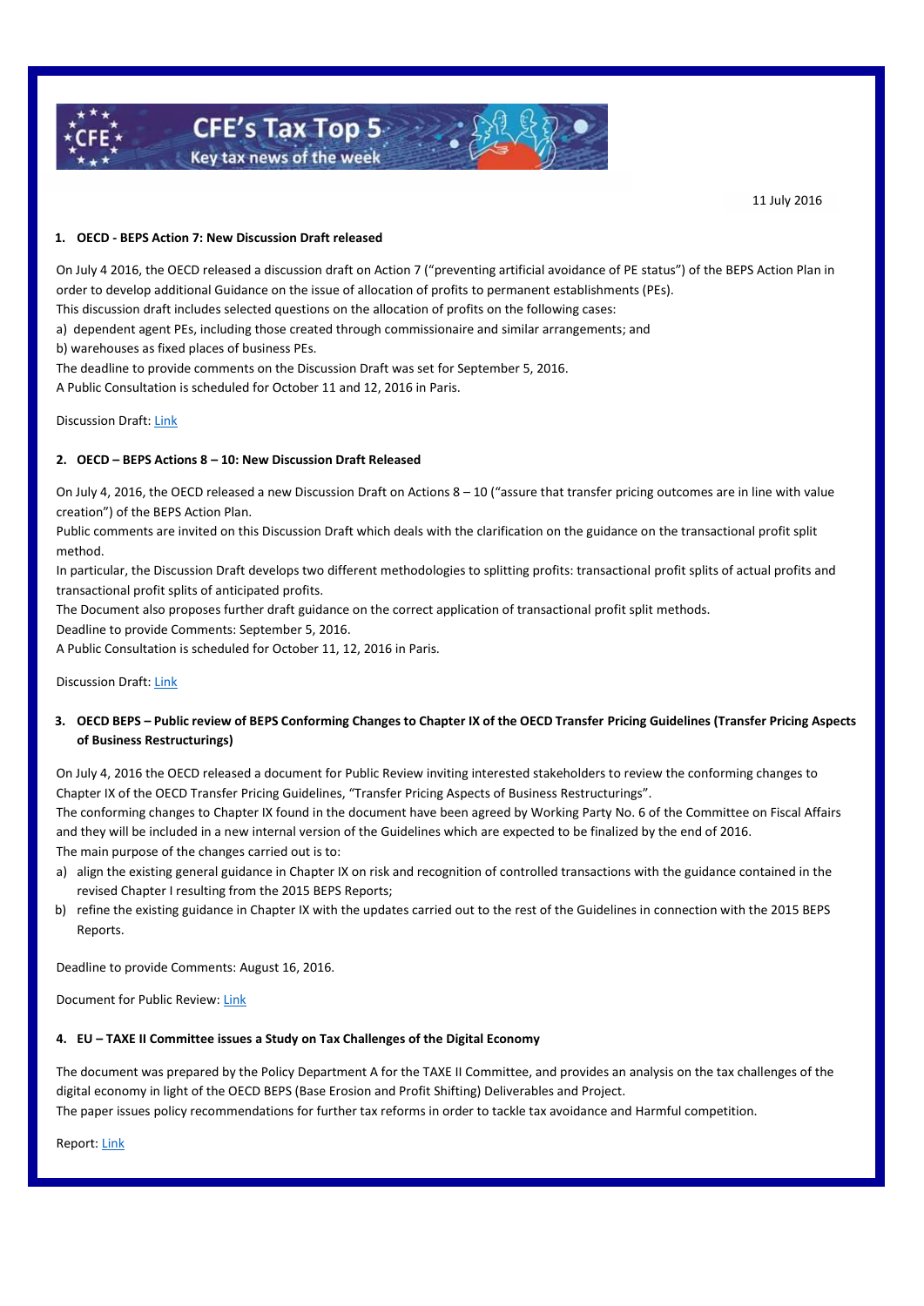CFE's Tax Top 5
Key tax news of the week

11 July 2016

**1. OECD - BEPS Action 7: New Discussion Draft released**

On July 4 2016, the OECD released a discussion draft on Action 7 ("preventing artificial avoidance of PE status") of the BEPS Action Plan in order to develop additional Guidance on the issue of allocation of profits to permanent establishments (PEs).
This discussion draft includes selected questions on the allocation of profits on the following cases:
a) dependent agent PEs, including those created through commissionaire and similar arrangements; and
b) warehouses as fixed places of business PEs.
The deadline to provide comments on the Discussion Draft was set for September 5, 2016.
A Public Consultation is scheduled for October 11 and 12, 2016 in Paris.

Discussion Draft: Link

**2. OECD – BEPS Actions 8 – 10: New Discussion Draft Released**

On July 4, 2016, the OECD released a new Discussion Draft on Actions 8 – 10 ("assure that transfer pricing outcomes are in line with value creation") of the BEPS Action Plan.
Public comments are invited on this Discussion Draft which deals with the clarification on the guidance on the transactional profit split method.
In particular, the Discussion Draft develops two different methodologies to splitting profits: transactional profit splits of actual profits and transactional profit splits of anticipated profits.
The Document also proposes further draft guidance on the correct application of transactional profit split methods.
Deadline to provide Comments: September 5, 2016.
A Public Consultation is scheduled for October 11, 12, 2016 in Paris.

Discussion Draft: Link

**3. OECD BEPS – Public review of BEPS Conforming Changes to Chapter IX of the OECD Transfer Pricing Guidelines (Transfer Pricing Aspects of Business Restructurings)**

On July 4, 2016 the OECD released a document for Public Review inviting interested stakeholders to review the conforming changes to Chapter IX of the OECD Transfer Pricing Guidelines, "Transfer Pricing Aspects of Business Restructurings".
The conforming changes to Chapter IX found in the document have been agreed by Working Party No. 6 of the Committee on Fiscal Affairs and they will be included in a new internal version of the Guidelines which are expected to be finalized by the end of 2016.
The main purpose of the changes carried out is to:

a) align the existing general guidance in Chapter IX on risk and recognition of controlled transactions with the guidance contained in the revised Chapter I resulting from the 2015 BEPS Reports;
b) refine the existing guidance in Chapter IX with the updates carried out to the rest of the Guidelines in connection with the 2015 BEPS Reports.

Deadline to provide Comments: August 16, 2016.

Document for Public Review: Link

**4. EU – TAXE II Committee issues a Study on Tax Challenges of the Digital Economy**

The document was prepared by the Policy Department A for the TAXE II Committee, and provides an analysis on the tax challenges of the digital economy in light of the OECD BEPS (Base Erosion and Profit Shifting) Deliverables and Project.
The paper issues policy recommendations for further tax reforms in order to tackle tax avoidance and Harmful competition.

Report: Link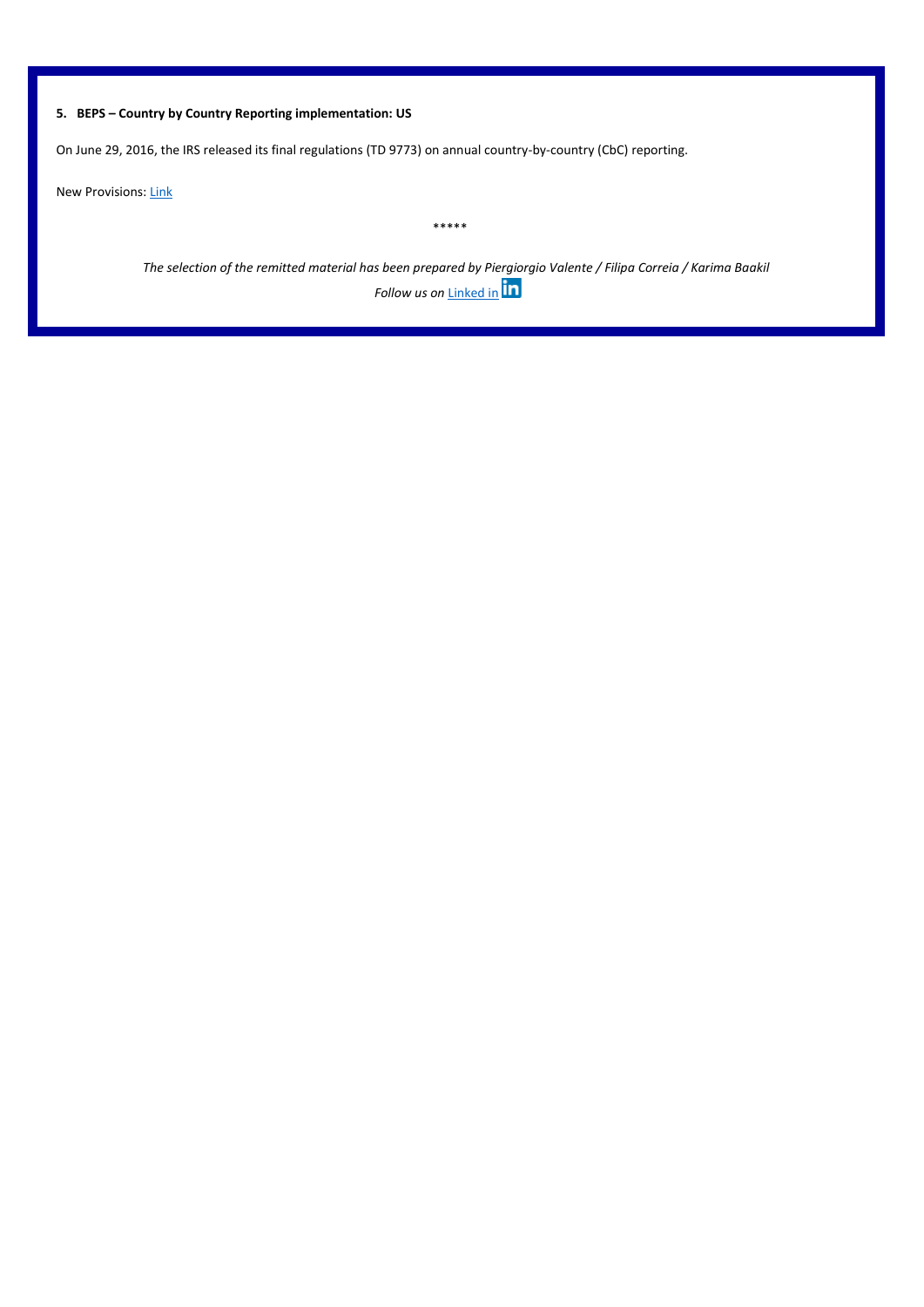**5. BEPS – Country by Country Reporting implementation: US**

On June 29, 2016, the IRS released its final regulations (TD 9773) on annual country-by-country (CbC) reporting.

New Provisions: Link

*****

*The selection of the remitted material has been prepared by Piergiorgio Valente / Filipa Correia / Karima Baakil*

*Follow us on* Linked in